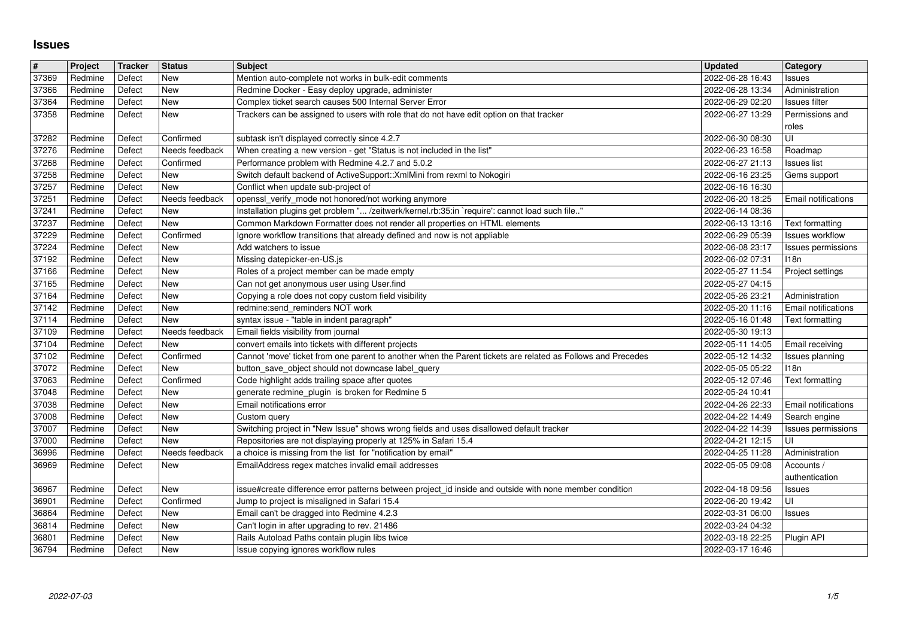# Issues

| # | Project | Tracker | Status | Subject | Updated | Category |
|---|---|---|---|---|---|---|
| 37369 | Redmine | Defect | New | Mention auto-complete not works in bulk-edit comments | 2022-06-28 16:43 | Issues |
| 37366 | Redmine | Defect | New | Redmine Docker - Easy deploy upgrade, administer | 2022-06-28 13:34 | Administration |
| 37364 | Redmine | Defect | New | Complex ticket search causes 500 Internal Server Error | 2022-06-29 02:20 | Issues filter |
| 37358 | Redmine | Defect | New | Trackers can be assigned to users with role that do not have edit option on that tracker | 2022-06-27 13:29 | Permissions and roles |
| 37282 | Redmine | Defect | Confirmed | subtask isn't displayed correctly since 4.2.7 | 2022-06-30 08:30 | UI |
| 37276 | Redmine | Defect | Needs feedback | When creating a new version - get "Status is not included in the list" | 2022-06-23 16:58 | Roadmap |
| 37268 | Redmine | Defect | Confirmed | Performance problem with Redmine 4.2.7 and 5.0.2 | 2022-06-27 21:13 | Issues list |
| 37258 | Redmine | Defect | New | Switch default backend of ActiveSupport::XmlMini from rexml to Nokogiri | 2022-06-16 23:25 | Gems support |
| 37257 | Redmine | Defect | New | Conflict when update sub-project of | 2022-06-16 16:30 | |
| 37251 | Redmine | Defect | Needs feedback | openssl_verify_mode not honored/not working anymore | 2022-06-20 18:25 | Email notifications |
| 37241 | Redmine | Defect | New | Installation plugins get problem "... /zeitwerk/kernel.rb:35:in `require': cannot load such file.." | 2022-06-14 08:36 | |
| 37237 | Redmine | Defect | New | Common Markdown Formatter does not render all properties on HTML elements | 2022-06-13 13:16 | Text formatting |
| 37229 | Redmine | Defect | Confirmed | Ignore workflow transitions that already defined and now is not appliable | 2022-06-29 05:39 | Issues workflow |
| 37224 | Redmine | Defect | New | Add watchers to issue | 2022-06-08 23:17 | Issues permissions |
| 37192 | Redmine | Defect | New | Missing datepicker-en-US.js | 2022-06-02 07:31 | I18n |
| 37166 | Redmine | Defect | New | Roles of a project member can be made empty | 2022-05-27 11:54 | Project settings |
| 37165 | Redmine | Defect | New | Can not get anonymous user using User.find | 2022-05-27 04:15 | |
| 37164 | Redmine | Defect | New | Copying a role does not copy custom field visibility | 2022-05-26 23:21 | Administration |
| 37142 | Redmine | Defect | New | redmine:send_reminders NOT work | 2022-05-20 11:16 | Email notifications |
| 37114 | Redmine | Defect | New | syntax issue - "table in indent paragraph" | 2022-05-16 01:48 | Text formatting |
| 37109 | Redmine | Defect | Needs feedback | Email fields visibility from journal | 2022-05-30 19:13 | |
| 37104 | Redmine | Defect | New | convert emails into tickets with different projects | 2022-05-11 14:05 | Email receiving |
| 37102 | Redmine | Defect | Confirmed | Cannot 'move' ticket from one parent to another when the Parent tickets are related as Follows and Precedes | 2022-05-12 14:32 | Issues planning |
| 37072 | Redmine | Defect | New | button_save_object should not downcase label_query | 2022-05-05 05:22 | I18n |
| 37063 | Redmine | Defect | Confirmed | Code highlight adds trailing space after quotes | 2022-05-12 07:46 | Text formatting |
| 37048 | Redmine | Defect | New | generate redmine_plugin is broken for Redmine 5 | 2022-05-24 10:41 | |
| 37038 | Redmine | Defect | New | Email notifications error | 2022-04-26 22:33 | Email notifications |
| 37008 | Redmine | Defect | New | Custom query | 2022-04-22 14:49 | Search engine |
| 37007 | Redmine | Defect | New | Switching project in "New Issue" shows wrong fields and uses disallowed default tracker | 2022-04-22 14:39 | Issues permissions |
| 37000 | Redmine | Defect | New | Repositories are not displaying properly at 125% in Safari 15.4 | 2022-04-21 12:15 | UI |
| 36996 | Redmine | Defect | Needs feedback | a choice is missing from the list for "notification by email" | 2022-04-25 11:28 | Administration |
| 36969 | Redmine | Defect | New | EmailAddress regex matches invalid email addresses | 2022-05-05 09:08 | Accounts / authentication |
| 36967 | Redmine | Defect | New | issue#create difference error patterns between project_id inside and outside with none member condition | 2022-04-18 09:56 | Issues |
| 36901 | Redmine | Defect | Confirmed | Jump to project is misaligned in Safari 15.4 | 2022-06-20 19:42 | UI |
| 36864 | Redmine | Defect | New | Email can't be dragged into Redmine 4.2.3 | 2022-03-31 06:00 | Issues |
| 36814 | Redmine | Defect | New | Can't login in after upgrading to rev. 21486 | 2022-03-24 04:32 | |
| 36801 | Redmine | Defect | New | Rails Autoload Paths contain plugin libs twice | 2022-03-18 22:25 | Plugin API |
| 36794 | Redmine | Defect | New | Issue copying ignores workflow rules | 2022-03-17 16:46 | |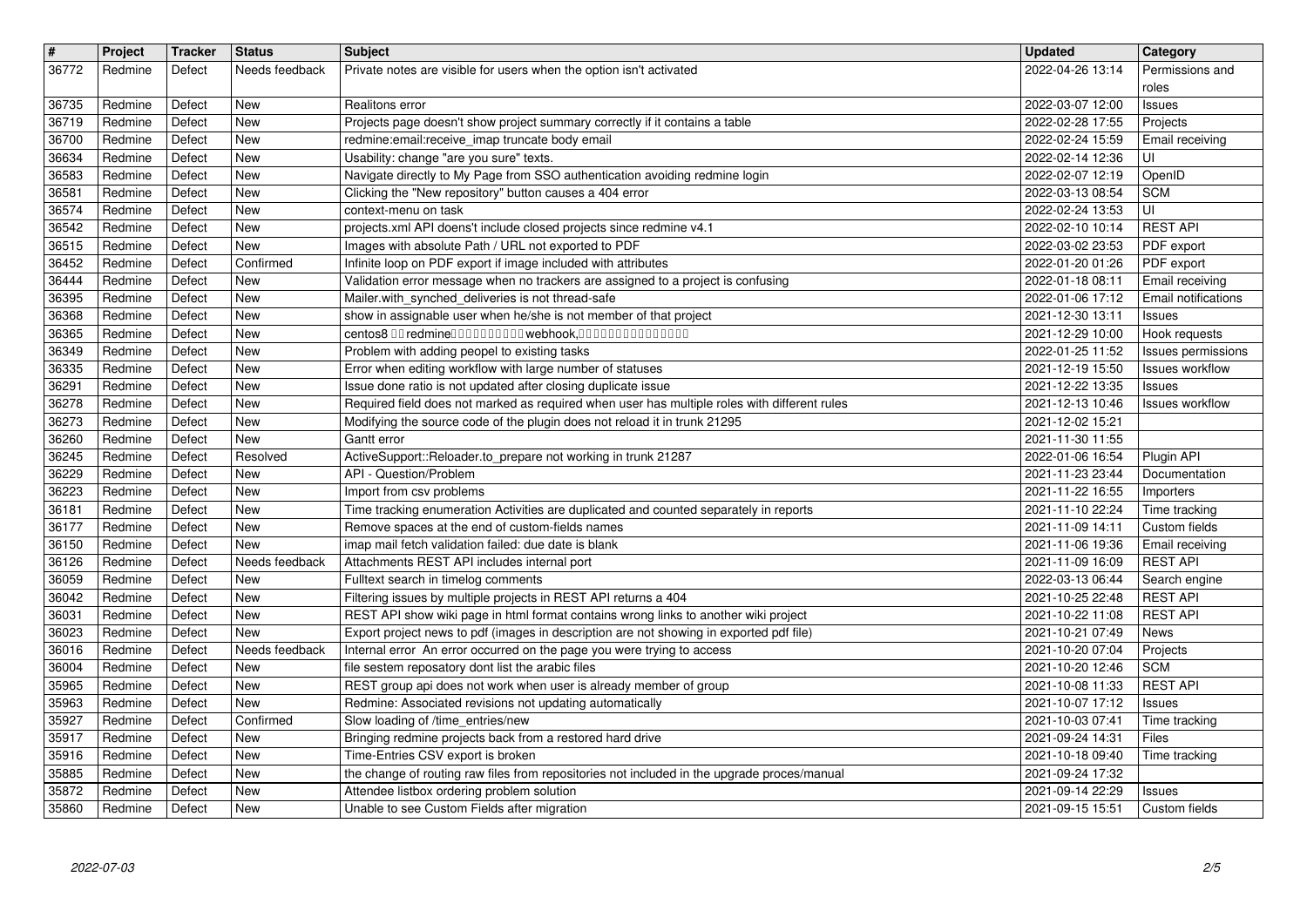| # | Project | Tracker | Status | Subject | Updated | Category |
|---|---|---|---|---|---|---|
| 36772 | Redmine | Defect | Needs feedback | Private notes are visible for users when the option isn't activated | 2022-04-26 13:14 | Permissions and roles |
| 36735 | Redmine | Defect | New | Realitons error | 2022-03-07 12:00 | Issues |
| 36719 | Redmine | Defect | New | Projects page doesn't show project summary correctly if it contains a table | 2022-02-28 17:55 | Projects |
| 36700 | Redmine | Defect | New | redmine:email:receive_imap truncate body email | 2022-02-24 15:59 | Email receiving |
| 36634 | Redmine | Defect | New | Usability: change "are you sure" texts. | 2022-02-14 12:36 | UI |
| 36583 | Redmine | Defect | New | Navigate directly to My Page from SSO authentication avoiding redmine login | 2022-02-07 12:19 | OpenID |
| 36581 | Redmine | Defect | New | Clicking the "New repository" button causes a 404 error | 2022-03-13 08:54 | SCM |
| 36574 | Redmine | Defect | New | context-menu on task | 2022-02-24 13:53 | UI |
| 36542 | Redmine | Defect | New | projects.xml API doens't include closed projects since redmine v4.1 | 2022-02-10 10:14 | REST API |
| 36515 | Redmine | Defect | New | Images with absolute Path / URL not exported to PDF | 2022-03-02 23:53 | PDF export |
| 36452 | Redmine | Defect | Confirmed | Infinite loop on PDF export if image included with attributes | 2022-01-20 01:26 | PDF export |
| 36444 | Redmine | Defect | New | Validation error message when no trackers are assigned to a project is confusing | 2022-01-18 08:11 | Email receiving |
| 36395 | Redmine | Defect | New | Mailer.with_synched_deliveries is not thread-safe | 2022-01-06 17:12 | Email notifications |
| 36368 | Redmine | Defect | New | show in assignable user when he/she is not member of that project | 2021-12-30 13:11 | Issues |
| 36365 | Redmine | Defect | New | centos8 □□ redmine□□□□□□□□□□ webhook,□□□□□□□□□□□□□□□□ | 2021-12-29 10:00 | Hook requests |
| 36349 | Redmine | Defect | New | Problem with adding peopel to existing tasks | 2022-01-25 11:52 | Issues permissions |
| 36335 | Redmine | Defect | New | Error when editing workflow with large number of statuses | 2021-12-19 15:50 | Issues workflow |
| 36291 | Redmine | Defect | New | Issue done ratio is not updated after closing duplicate issue | 2021-12-22 13:35 | Issues |
| 36278 | Redmine | Defect | New | Required field does not marked as required when user has multiple roles with different rules | 2021-12-13 10:46 | Issues workflow |
| 36273 | Redmine | Defect | New | Modifying the source code of the plugin does not reload it in trunk 21295 | 2021-12-02 15:21 | |
| 36260 | Redmine | Defect | New | Gantt error | 2021-11-30 11:55 | |
| 36245 | Redmine | Defect | Resolved | ActiveSupport::Reloader.to_prepare not working in trunk 21287 | 2022-01-06 16:54 | Plugin API |
| 36229 | Redmine | Defect | New | API - Question/Problem | 2021-11-23 23:44 | Documentation |
| 36223 | Redmine | Defect | New | Import from csv problems | 2021-11-22 16:55 | Importers |
| 36181 | Redmine | Defect | New | Time tracking enumeration Activities are duplicated and counted separately in reports | 2021-11-10 22:24 | Time tracking |
| 36177 | Redmine | Defect | New | Remove spaces at the end of custom-fields names | 2021-11-09 14:11 | Custom fields |
| 36150 | Redmine | Defect | New | imap mail fetch validation failed: due date is blank | 2021-11-06 19:36 | Email receiving |
| 36126 | Redmine | Defect | Needs feedback | Attachments REST API includes internal port | 2021-11-09 16:09 | REST API |
| 36059 | Redmine | Defect | New | Fulltext search in timelog comments | 2022-03-13 06:44 | Search engine |
| 36042 | Redmine | Defect | New | Filtering issues by multiple projects in REST API returns a 404 | 2021-10-25 22:48 | REST API |
| 36031 | Redmine | Defect | New | REST API show wiki page in html format contains wrong links to another wiki project | 2021-10-22 11:08 | REST API |
| 36023 | Redmine | Defect | New | Export project news to pdf (images in description are not showing in exported pdf file) | 2021-10-21 07:49 | News |
| 36016 | Redmine | Defect | Needs feedback | Internal error An error occurred on the page you were trying to access | 2021-10-20 07:04 | Projects |
| 36004 | Redmine | Defect | New | file sestem reposatory dont list the arabic files | 2021-10-20 12:46 | SCM |
| 35965 | Redmine | Defect | New | REST group api does not work when user is already member of group | 2021-10-08 11:33 | REST API |
| 35963 | Redmine | Defect | New | Redmine: Associated revisions not updating automatically | 2021-10-07 17:12 | Issues |
| 35927 | Redmine | Defect | Confirmed | Slow loading of /time_entries/new | 2021-10-03 07:41 | Time tracking |
| 35917 | Redmine | Defect | New | Bringing redmine projects back from a restored hard drive | 2021-09-24 14:31 | Files |
| 35916 | Redmine | Defect | New | Time-Entries CSV export is broken | 2021-10-18 09:40 | Time tracking |
| 35885 | Redmine | Defect | New | the change of routing raw files from repositories not included in the upgrade proces/manual | 2021-09-24 17:32 | |
| 35872 | Redmine | Defect | New | Attendee listbox ordering problem solution | 2021-09-14 22:29 | Issues |
| 35860 | Redmine | Defect | New | Unable to see Custom Fields after migration | 2021-09-15 15:51 | Custom fields |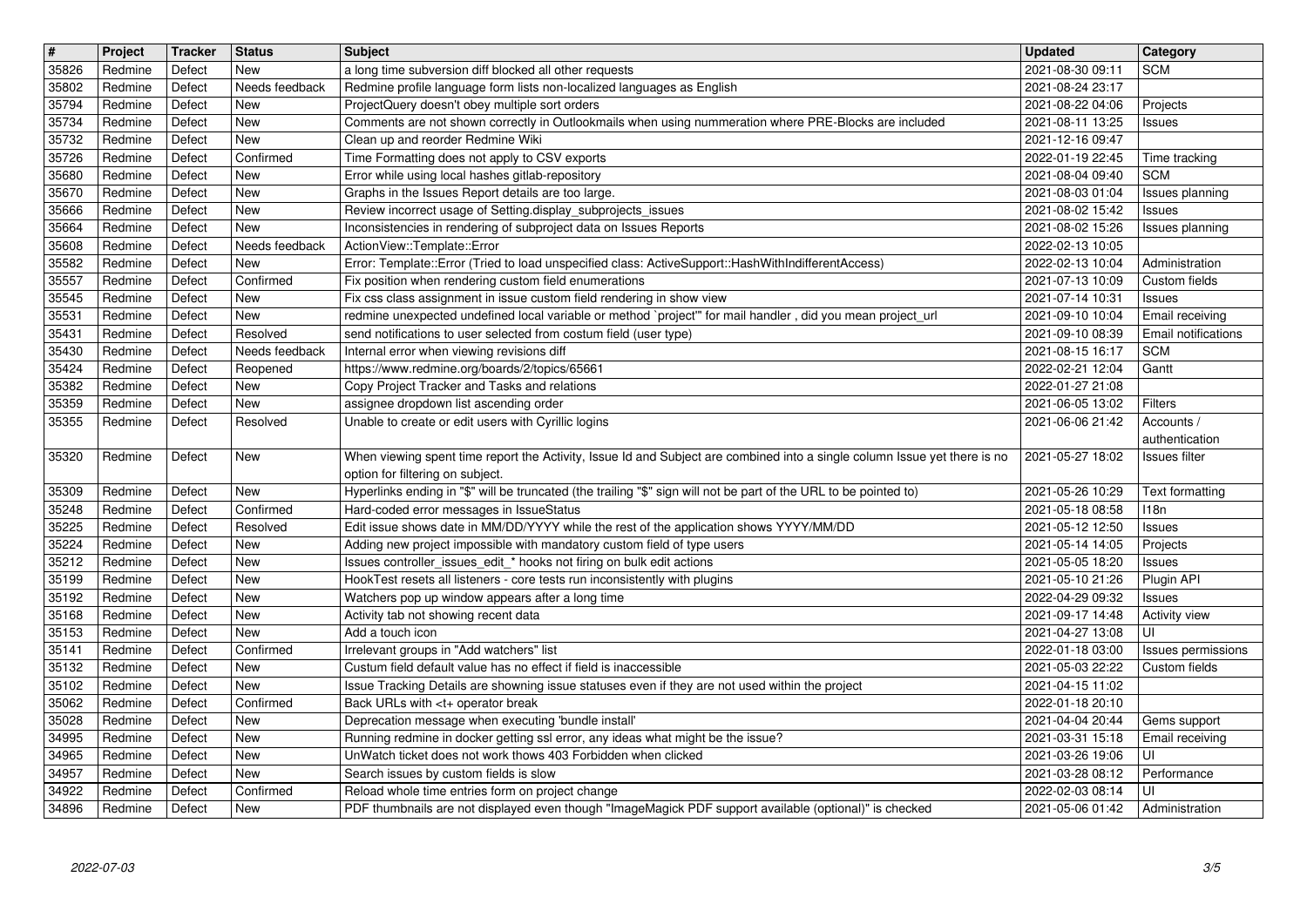| # | Project | Tracker | Status | Subject | Updated | Category |
| --- | --- | --- | --- | --- | --- | --- |
| 35826 | Redmine | Defect | New | a long time subversion diff blocked all other requests | 2021-08-30 09:11 | SCM |
| 35802 | Redmine | Defect | Needs feedback | Redmine profile language form lists non-localized languages as English | 2021-08-24 23:17 | |
| 35794 | Redmine | Defect | New | ProjectQuery doesn't obey multiple sort orders | 2021-08-22 04:06 | Projects |
| 35734 | Redmine | Defect | New | Comments are not shown correctly in Outlookmails when using nummeration where PRE-Blocks are included | 2021-08-11 13:25 | Issues |
| 35732 | Redmine | Defect | New | Clean up and reorder Redmine Wiki | 2021-12-16 09:47 | |
| 35726 | Redmine | Defect | Confirmed | Time Formatting does not apply to CSV exports | 2022-01-19 22:45 | Time tracking |
| 35680 | Redmine | Defect | New | Error while using local hashes gitlab-repository | 2021-08-04 09:40 | SCM |
| 35670 | Redmine | Defect | New | Graphs in the Issues Report details are too large. | 2021-08-03 01:04 | Issues planning |
| 35666 | Redmine | Defect | New | Review incorrect usage of Setting.display_subprojects_issues | 2021-08-02 15:42 | Issues |
| 35664 | Redmine | Defect | New | Inconsistencies in rendering of subproject data on Issues Reports | 2021-08-02 15:26 | Issues planning |
| 35608 | Redmine | Defect | Needs feedback | ActionView::Template::Error | 2022-02-13 10:05 | |
| 35582 | Redmine | Defect | New | Error: Template::Error (Tried to load unspecified class: ActiveSupport::HashWithIndifferentAccess) | 2022-02-13 10:04 | Administration |
| 35557 | Redmine | Defect | Confirmed | Fix position when rendering custom field enumerations | 2021-07-13 10:09 | Custom fields |
| 35545 | Redmine | Defect | New | Fix css class assignment in issue custom field rendering in show view | 2021-07-14 10:31 | Issues |
| 35531 | Redmine | Defect | New | redmine unexpected undefined local variable or method `project'" for mail handler , did you mean project_url | 2021-09-10 10:04 | Email receiving |
| 35431 | Redmine | Defect | Resolved | send notifications to user selected from costum field (user type) | 2021-09-10 08:39 | Email notifications |
| 35430 | Redmine | Defect | Needs feedback | Internal error when viewing revisions diff | 2021-08-15 16:17 | SCM |
| 35424 | Redmine | Defect | Reopened | https://www.redmine.org/boards/2/topics/65661 | 2022-02-21 12:04 | Gantt |
| 35382 | Redmine | Defect | New | Copy Project Tracker and Tasks and relations | 2022-01-27 21:08 | |
| 35359 | Redmine | Defect | New | assignee dropdown list ascending order | 2021-06-05 13:02 | Filters |
| 35355 | Redmine | Defect | Resolved | Unable to create or edit users with Cyrillic logins | 2021-06-06 21:42 | Accounts / authentication |
| 35320 | Redmine | Defect | New | When viewing spent time report the Activity, Issue Id and Subject are combined into a single column Issue yet there is no option for filtering on subject. | 2021-05-27 18:02 | Issues filter |
| 35309 | Redmine | Defect | New | Hyperlinks ending in "$" will be truncated (the trailing "$" sign will not be part of the URL to be pointed to) | 2021-05-26 10:29 | Text formatting |
| 35248 | Redmine | Defect | Confirmed | Hard-coded error messages in IssueStatus | 2021-05-18 08:58 | I18n |
| 35225 | Redmine | Defect | Resolved | Edit issue shows date in MM/DD/YYYY while the rest of the application shows YYYY/MM/DD | 2021-05-12 12:50 | Issues |
| 35224 | Redmine | Defect | New | Adding new project impossible with mandatory custom field of type users | 2021-05-14 14:05 | Projects |
| 35212 | Redmine | Defect | New | Issues controller_issues_edit_* hooks not firing on bulk edit actions | 2021-05-05 18:20 | Issues |
| 35199 | Redmine | Defect | New | HookTest resets all listeners - core tests run inconsistently with plugins | 2021-05-10 21:26 | Plugin API |
| 35192 | Redmine | Defect | New | Watchers pop up window appears after a long time | 2022-04-29 09:32 | Issues |
| 35168 | Redmine | Defect | New | Activity tab not showing recent data | 2021-09-17 14:48 | Activity view |
| 35153 | Redmine | Defect | New | Add a touch icon | 2021-04-27 13:08 | UI |
| 35141 | Redmine | Defect | Confirmed | Irrelevant groups in "Add watchers" list | 2022-01-18 03:00 | Issues permissions |
| 35132 | Redmine | Defect | New | Custum field default value has no effect if field is inaccessible | 2021-05-03 22:22 | Custom fields |
| 35102 | Redmine | Defect | New | Issue Tracking Details are showning issue statuses even if they are not used within the project | 2021-04-15 11:02 | |
| 35062 | Redmine | Defect | Confirmed | Back URLs with <t+ operator break | 2022-01-18 20:10 | |
| 35028 | Redmine | Defect | New | Deprecation message when executing 'bundle install' | 2021-04-04 20:44 | Gems support |
| 34995 | Redmine | Defect | New | Running redmine in docker getting ssl error, any ideas what might be the issue? | 2021-03-31 15:18 | Email receiving |
| 34965 | Redmine | Defect | New | UnWatch ticket does not work thows 403 Forbidden when clicked | 2021-03-26 19:06 | UI |
| 34957 | Redmine | Defect | New | Search issues by custom fields is slow | 2021-03-28 08:12 | Performance |
| 34922 | Redmine | Defect | Confirmed | Reload whole time entries form on project change | 2022-02-03 08:14 | UI |
| 34896 | Redmine | Defect | New | PDF thumbnails are not displayed even though "ImageMagick PDF support available (optional)" is checked | 2021-05-06 01:42 | Administration |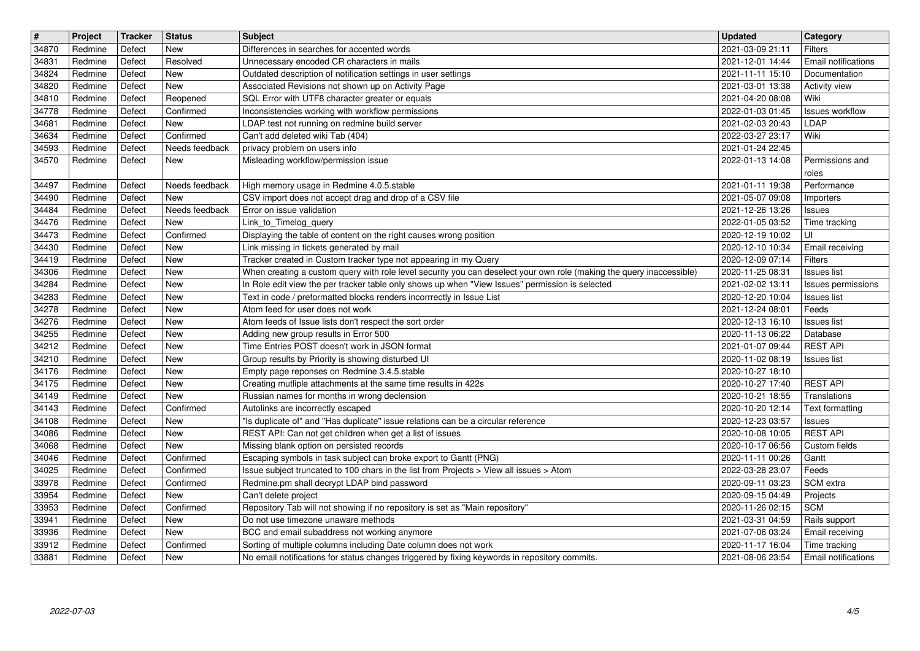| # | Project | Tracker | Status | Subject | Updated | Category |
|---|---|---|---|---|---|---|
| 34870 | Redmine | Defect | New | Differences in searches for accented words | 2021-03-09 21:11 | Filters |
| 34831 | Redmine | Defect | Resolved | Unnecessary encoded CR characters in mails | 2021-12-01 14:44 | Email notifications |
| 34824 | Redmine | Defect | New | Outdated description of notification settings in user settings | 2021-11-11 15:10 | Documentation |
| 34820 | Redmine | Defect | New | Associated Revisions not shown up on Activity Page | 2021-03-01 13:38 | Activity view |
| 34810 | Redmine | Defect | Reopened | SQL Error with UTF8 character greater or equals | 2021-04-20 08:08 | Wiki |
| 34778 | Redmine | Defect | Confirmed | Inconsistencies working with workflow permissions | 2022-01-03 01:45 | Issues workflow |
| 34681 | Redmine | Defect | New | LDAP test not running on redmine build server | 2021-02-03 20:43 | LDAP |
| 34634 | Redmine | Defect | Confirmed | Can't add deleted wiki Tab (404) | 2022-03-27 23:17 | Wiki |
| 34593 | Redmine | Defect | Needs feedback | privacy problem on users info | 2021-01-24 22:45 | |
| 34570 | Redmine | Defect | New | Misleading workflow/permission issue | 2022-01-13 14:08 | Permissions and roles |
| 34497 | Redmine | Defect | Needs feedback | High memory usage in Redmine 4.0.5.stable | 2021-01-11 19:38 | Performance |
| 34490 | Redmine | Defect | New | CSV import does not accept drag and drop of a CSV file | 2021-05-07 09:08 | Importers |
| 34484 | Redmine | Defect | Needs feedback | Error on issue validation | 2021-12-26 13:26 | Issues |
| 34476 | Redmine | Defect | New | Link_to_Timelog_query | 2022-01-05 03:52 | Time tracking |
| 34473 | Redmine | Defect | Confirmed | Displaying the table of content on the right causes wrong position | 2020-12-19 10:02 | UI |
| 34430 | Redmine | Defect | New | Link missing in tickets generated by mail | 2020-12-10 10:34 | Email receiving |
| 34419 | Redmine | Defect | New | Tracker created in Custom tracker type not appearing in my Query | 2020-12-09 07:14 | Filters |
| 34306 | Redmine | Defect | New | When creating a custom query with role level security you can deselect your own role (making the query inaccessible) | 2020-11-25 08:31 | Issues list |
| 34284 | Redmine | Defect | New | In Role edit view the per tracker table only shows up when "View Issues" permission is selected | 2021-02-02 13:11 | Issues permissions |
| 34283 | Redmine | Defect | New | Text in code / preformatted blocks renders incorrrectly in Issue List | 2020-12-20 10:04 | Issues list |
| 34278 | Redmine | Defect | New | Atom feed for user does not work | 2021-12-24 08:01 | Feeds |
| 34276 | Redmine | Defect | New | Atom feeds of Issue lists don't respect the sort order | 2020-12-13 16:10 | Issues list |
| 34255 | Redmine | Defect | New | Adding new group results in Error 500 | 2020-11-13 06:22 | Database |
| 34212 | Redmine | Defect | New | Time Entries POST doesn't work in JSON format | 2021-01-07 09:44 | REST API |
| 34210 | Redmine | Defect | New | Group results by Priority is showing disturbed UI | 2020-11-02 08:19 | Issues list |
| 34176 | Redmine | Defect | New | Empty page reponses on Redmine 3.4.5.stable | 2020-10-27 18:10 | |
| 34175 | Redmine | Defect | New | Creating mutliple attachments at the same time results in 422s | 2020-10-27 17:40 | REST API |
| 34149 | Redmine | Defect | New | Russian names for months in wrong declension | 2020-10-21 18:55 | Translations |
| 34143 | Redmine | Defect | Confirmed | Autolinks are incorrectly escaped | 2020-10-20 12:14 | Text formatting |
| 34108 | Redmine | Defect | New | "Is duplicate of" and "Has duplicate" issue relations can be a circular reference | 2020-12-23 03:57 | Issues |
| 34086 | Redmine | Defect | New | REST API: Can not get children when get a list of issues | 2020-10-08 10:05 | REST API |
| 34068 | Redmine | Defect | New | Missing blank option on persisted records | 2020-10-17 06:56 | Custom fields |
| 34046 | Redmine | Defect | Confirmed | Escaping symbols in task subject can broke export to Gantt (PNG) | 2020-11-11 00:26 | Gantt |
| 34025 | Redmine | Defect | Confirmed | Issue subject truncated to 100 chars in the list from Projects > View all issues > Atom | 2022-03-28 23:07 | Feeds |
| 33978 | Redmine | Defect | Confirmed | Redmine.pm shall decrypt LDAP bind password | 2020-09-11 03:23 | SCM extra |
| 33954 | Redmine | Defect | New | Can't delete project | 2020-09-15 04:49 | Projects |
| 33953 | Redmine | Defect | Confirmed | Repository Tab will not showing if no repository is set as "Main repository" | 2020-11-26 02:15 | SCM |
| 33941 | Redmine | Defect | New | Do not use timezone unaware methods | 2021-03-31 04:59 | Rails support |
| 33936 | Redmine | Defect | New | BCC and email subaddress not working anymore | 2021-07-06 03:24 | Email receiving |
| 33912 | Redmine | Defect | Confirmed | Sorting of multiple columns including Date column does not work | 2020-11-17 16:04 | Time tracking |
| 33881 | Redmine | Defect | New | No email notifications for status changes triggered by fixing keywords in repository commits. | 2021-08-06 23:54 | Email notifications |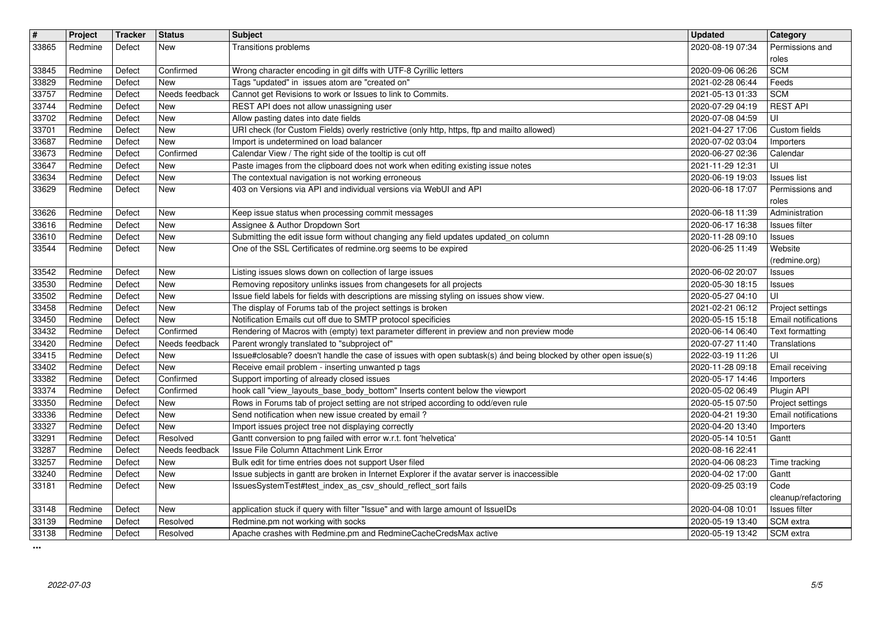| # | Project | Tracker | Status | Subject | Updated | Category |
|---|---|---|---|---|---|---|
| 33865 | Redmine | Defect | New | Transitions problems | 2020-08-19 07:34 | Permissions and roles |
| 33845 | Redmine | Defect | Confirmed | Wrong character encoding in git diffs with UTF-8 Cyrillic letters | 2020-09-06 06:26 | SCM |
| 33829 | Redmine | Defect | New | Tags "updated" in issues atom are "created on" | 2021-02-28 06:44 | Feeds |
| 33757 | Redmine | Defect | Needs feedback | Cannot get Revisions to work or Issues to link to Commits. | 2021-05-13 01:33 | SCM |
| 33744 | Redmine | Defect | New | REST API does not allow unassigning user | 2020-07-29 04:19 | REST API |
| 33702 | Redmine | Defect | New | Allow pasting dates into date fields | 2020-07-08 04:59 | UI |
| 33701 | Redmine | Defect | New | URI check (for Custom Fields) overly restrictive (only http, https, ftp and mailto allowed) | 2021-04-27 17:06 | Custom fields |
| 33687 | Redmine | Defect | New | Import is undetermined on load balancer | 2020-07-02 03:04 | Importers |
| 33673 | Redmine | Defect | Confirmed | Calendar View / The right side of the tooltip is cut off | 2020-06-27 02:36 | Calendar |
| 33647 | Redmine | Defect | New | Paste images from the clipboard does not work when editing existing issue notes | 2021-11-29 12:31 | UI |
| 33634 | Redmine | Defect | New | The contextual navigation is not working erroneous | 2020-06-19 19:03 | Issues list |
| 33629 | Redmine | Defect | New | 403 on Versions via API and individual versions via WebUI and API | 2020-06-18 17:07 | Permissions and roles |
| 33626 | Redmine | Defect | New | Keep issue status when processing commit messages | 2020-06-18 11:39 | Administration |
| 33616 | Redmine | Defect | New | Assignee & Author Dropdown Sort | 2020-06-17 16:38 | Issues filter |
| 33610 | Redmine | Defect | New | Submitting the edit issue form without changing any field updates updated_on column | 2020-11-28 09:10 | Issues |
| 33544 | Redmine | Defect | New | One of the SSL Certificates of redmine.org seems to be expired | 2020-06-25 11:49 | Website (redmine.org) |
| 33542 | Redmine | Defect | New | Listing issues slows down on collection of large issues | 2020-06-02 20:07 | Issues |
| 33530 | Redmine | Defect | New | Removing repository unlinks issues from changesets for all projects | 2020-05-30 18:15 | Issues |
| 33502 | Redmine | Defect | New | Issue field labels for fields with descriptions are missing styling on issues show view. | 2020-05-27 04:10 | UI |
| 33458 | Redmine | Defect | New | The display of Forums tab of the project settings is broken | 2021-02-21 06:12 | Project settings |
| 33450 | Redmine | Defect | New | Notification Emails cut off due to SMTP protocol specificies | 2020-05-15 15:18 | Email notifications |
| 33432 | Redmine | Defect | Confirmed | Rendering of Macros with (empty) text parameter different in preview and non preview mode | 2020-06-14 06:40 | Text formatting |
| 33420 | Redmine | Defect | Needs feedback | Parent wrongly translated to "subproject of" | 2020-07-27 11:40 | Translations |
| 33415 | Redmine | Defect | New | Issue#closable? doesn't handle the case of issues with open subtask(s) ánd being blocked by other open issue(s) | 2022-03-19 11:26 | UI |
| 33402 | Redmine | Defect | New | Receive email problem - inserting unwanted p tags | 2020-11-28 09:18 | Email receiving |
| 33382 | Redmine | Defect | Confirmed | Support importing of already closed issues | 2020-05-17 14:46 | Importers |
| 33374 | Redmine | Defect | Confirmed | hook call "view_layouts_base_body_bottom" Inserts content below the viewport | 2020-05-02 06:49 | Plugin API |
| 33350 | Redmine | Defect | New | Rows in Forums tab of project setting are not striped according to odd/even rule | 2020-05-15 07:50 | Project settings |
| 33336 | Redmine | Defect | New | Send notification when new issue created by email ? | 2020-04-21 19:30 | Email notifications |
| 33327 | Redmine | Defect | New | Import issues project tree not displaying correctly | 2020-04-20 13:40 | Importers |
| 33291 | Redmine | Defect | Resolved | Gantt conversion to png failed with error w.r.t. font 'helvetica' | 2020-05-14 10:51 | Gantt |
| 33287 | Redmine | Defect | Needs feedback | Issue File Column Attachment Link Error | 2020-08-16 22:41 | |
| 33257 | Redmine | Defect | New | Bulk edit for time entries does not support User filed | 2020-04-06 08:23 | Time tracking |
| 33240 | Redmine | Defect | New | Issue subjects in gantt are broken in Internet Explorer if the avatar server is inaccessible | 2020-04-02 17:00 | Gantt |
| 33181 | Redmine | Defect | New | IssuesSystemTest#test_index_as_csv_should_reflect_sort fails | 2020-09-25 03:19 | Code cleanup/refactoring |
| 33148 | Redmine | Defect | New | application stuck if query with filter "Issue" and with large amount of IssueIDs | 2020-04-08 10:01 | Issues filter |
| 33139 | Redmine | Defect | Resolved | Redmine.pm not working with socks | 2020-05-19 13:40 | SCM extra |
| 33138 | Redmine | Defect | Resolved | Apache crashes with Redmine.pm and RedmineCacheCredsMax active | 2020-05-19 13:42 | SCM extra |

...